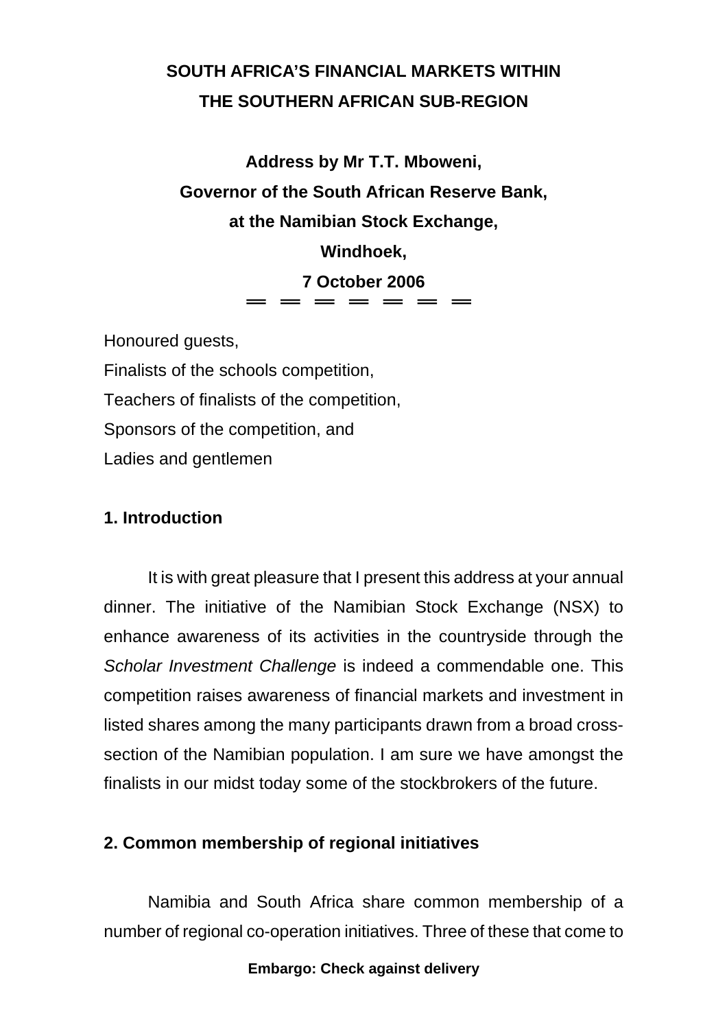# SOUTH AFRICA'S FINANCIAL MARKETS WITHIN THE SOUTHERN AFRICAN SUB-REGION

**Address by Mr T.T. Mboweni,**
**Governor of the South African Reserve Bank,**
**at the Namibian Stock Exchange,**
**Windhoek,**
**7 October 2006**

═ ═ ═ ═ ═ ═ ═

Honoured guests,
Finalists of the schools competition,
Teachers of finalists of the competition,
Sponsors of the competition, and
Ladies and gentlemen

## 1. Introduction

It is with great pleasure that I present this address at your annual dinner. The initiative of the Namibian Stock Exchange (NSX) to enhance awareness of its activities in the countryside through the *Scholar Investment Challenge* is indeed a commendable one. This competition raises awareness of financial markets and investment in listed shares among the many participants drawn from a broad cross-section of the Namibian population. I am sure we have amongst the finalists in our midst today some of the stockbrokers of the future.

## 2. Common membership of regional initiatives

Namibia and South Africa share common membership of a number of regional co-operation initiatives. Three of these that come to

**Embargo: Check against delivery**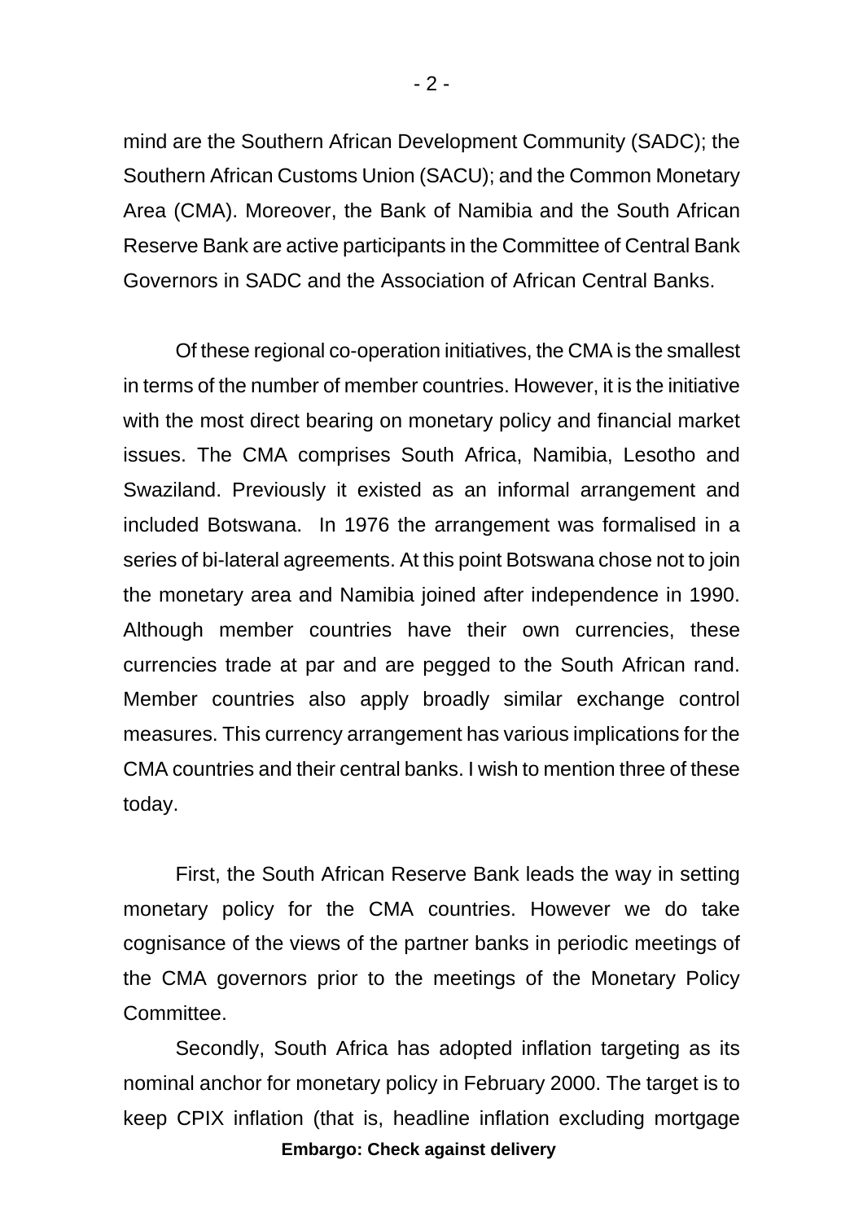mind are the Southern African Development Community (SADC); the Southern African Customs Union (SACU); and the Common Monetary Area (CMA). Moreover, the Bank of Namibia and the South African Reserve Bank are active participants in the Committee of Central Bank Governors in SADC and the Association of African Central Banks.

Of these regional co-operation initiatives, the CMA is the smallest in terms of the number of member countries. However, it is the initiative with the most direct bearing on monetary policy and financial market issues. The CMA comprises South Africa, Namibia, Lesotho and Swaziland. Previously it existed as an informal arrangement and included Botswana. In 1976 the arrangement was formalised in a series of bi-lateral agreements. At this point Botswana chose not to join the monetary area and Namibia joined after independence in 1990. Although member countries have their own currencies, these currencies trade at par and are pegged to the South African rand. Member countries also apply broadly similar exchange control measures. This currency arrangement has various implications for the CMA countries and their central banks. I wish to mention three of these today.

First, the South African Reserve Bank leads the way in setting monetary policy for the CMA countries. However we do take cognisance of the views of the partner banks in periodic meetings of the CMA governors prior to the meetings of the Monetary Policy Committee.

Secondly, South Africa has adopted inflation targeting as its nominal anchor for monetary policy in February 2000. The target is to keep CPIX inflation (that is, headline inflation excluding mortgage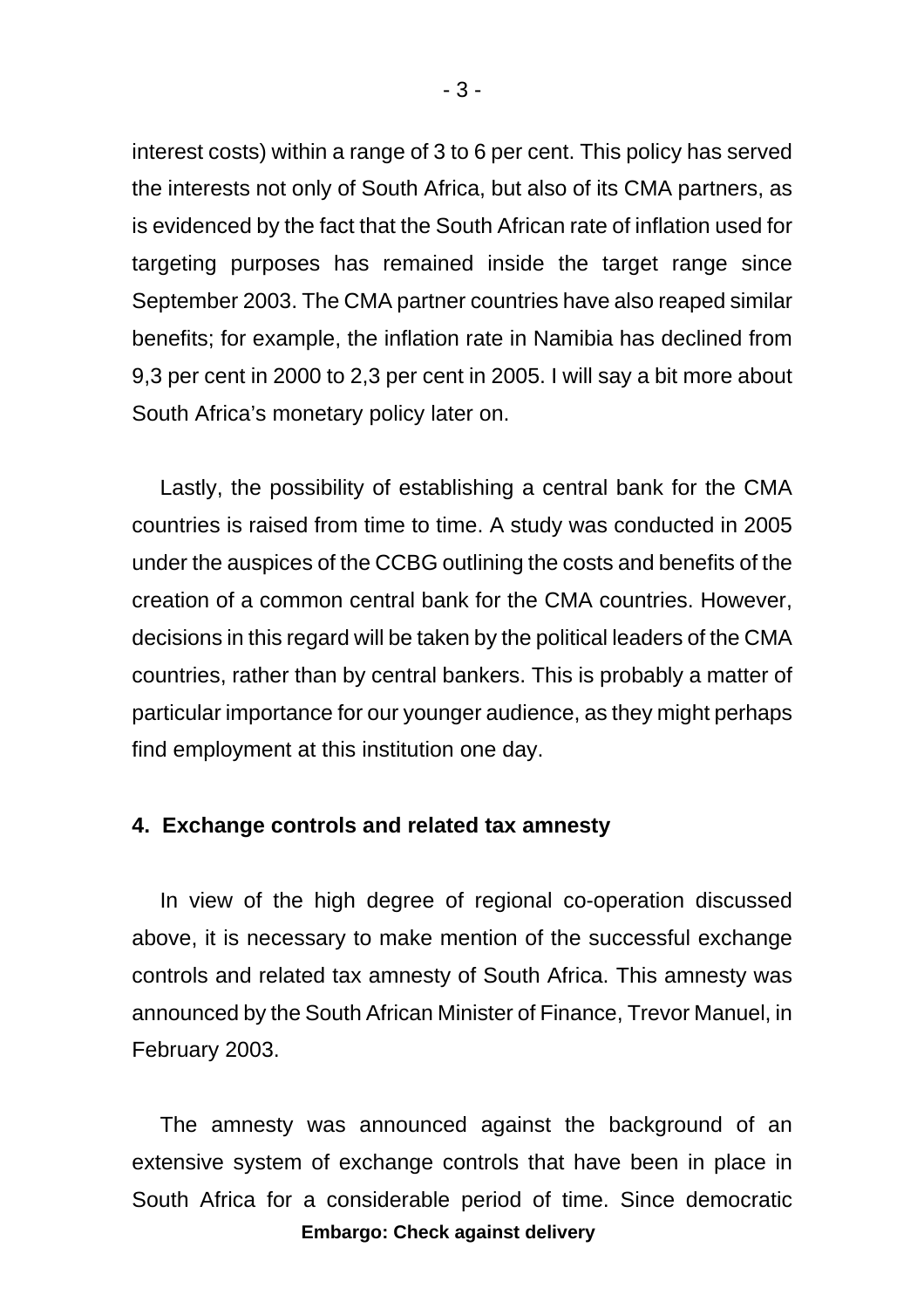interest costs) within a range of 3 to 6 per cent. This policy has served the interests not only of South Africa, but also of its CMA partners, as is evidenced by the fact that the South African rate of inflation used for targeting purposes has remained inside the target range since September 2003. The CMA partner countries have also reaped similar benefits; for example, the inflation rate in Namibia has declined from 9,3 per cent in 2000 to 2,3 per cent in 2005. I will say a bit more about South Africa's monetary policy later on.

Lastly, the possibility of establishing a central bank for the CMA countries is raised from time to time. A study was conducted in 2005 under the auspices of the CCBG outlining the costs and benefits of the creation of a common central bank for the CMA countries. However, decisions in this regard will be taken by the political leaders of the CMA countries, rather than by central bankers. This is probably a matter of particular importance for our younger audience, as they might perhaps find employment at this institution one day.

## 4. Exchange controls and related tax amnesty

In view of the high degree of regional co-operation discussed above, it is necessary to make mention of the successful exchange controls and related tax amnesty of South Africa. This amnesty was announced by the South African Minister of Finance, Trevor Manuel, in February 2003.

The amnesty was announced against the background of an extensive system of exchange controls that have been in place in South Africa for a considerable period of time. Since democratic

**Embargo: Check against delivery**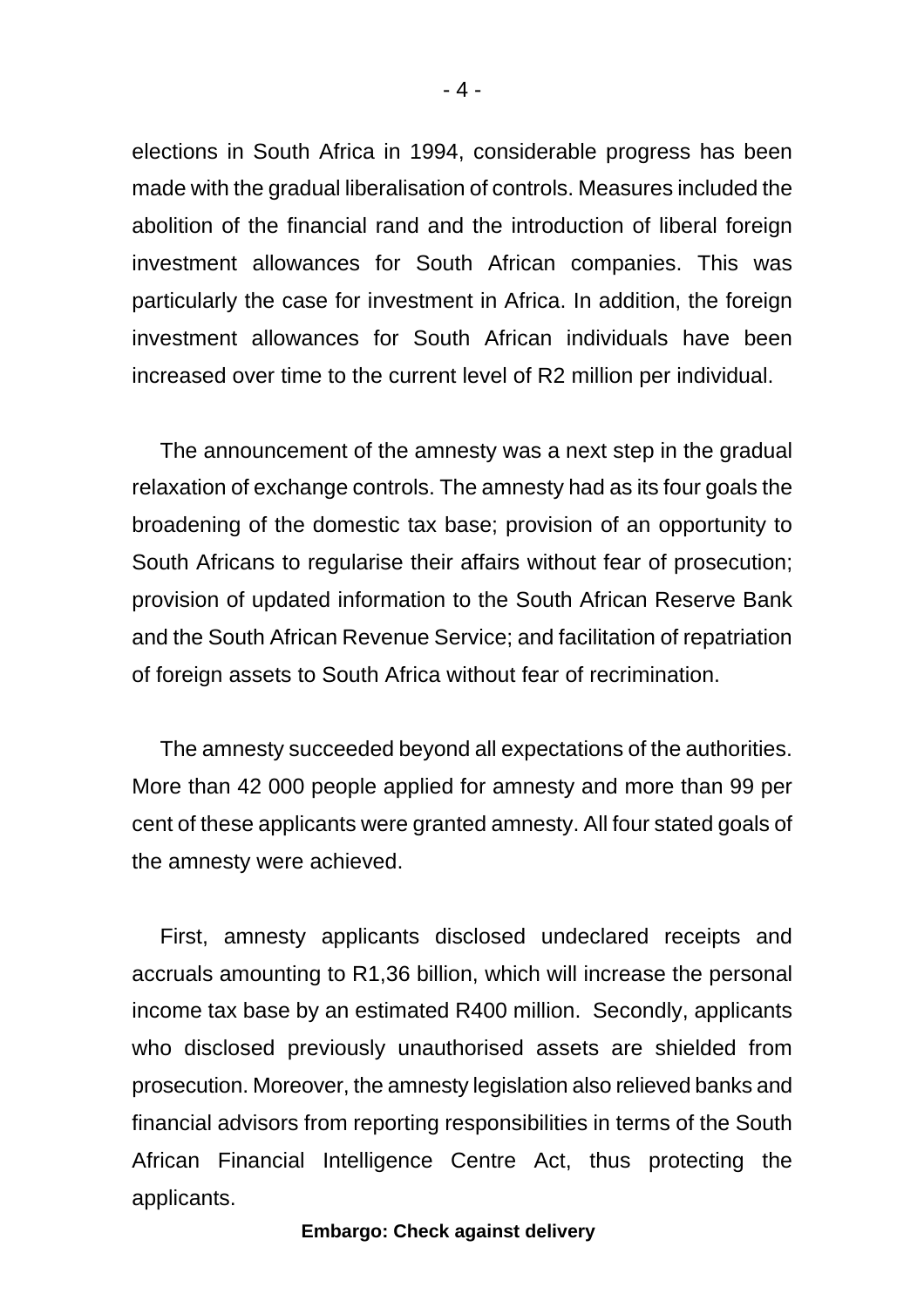elections in South Africa in 1994, considerable progress has been made with the gradual liberalisation of controls. Measures included the abolition of the financial rand and the introduction of liberal foreign investment allowances for South African companies. This was particularly the case for investment in Africa. In addition, the foreign investment allowances for South African individuals have been increased over time to the current level of R2 million per individual.

The announcement of the amnesty was a next step in the gradual relaxation of exchange controls. The amnesty had as its four goals the broadening of the domestic tax base; provision of an opportunity to South Africans to regularise their affairs without fear of prosecution; provision of updated information to the South African Reserve Bank and the South African Revenue Service; and facilitation of repatriation of foreign assets to South Africa without fear of recrimination.

The amnesty succeeded beyond all expectations of the authorities. More than 42 000 people applied for amnesty and more than 99 per cent of these applicants were granted amnesty. All four stated goals of the amnesty were achieved.

First, amnesty applicants disclosed undeclared receipts and accruals amounting to R1,36 billion, which will increase the personal income tax base by an estimated R400 million. Secondly, applicants who disclosed previously unauthorised assets are shielded from prosecution. Moreover, the amnesty legislation also relieved banks and financial advisors from reporting responsibilities in terms of the South African Financial Intelligence Centre Act, thus protecting the applicants.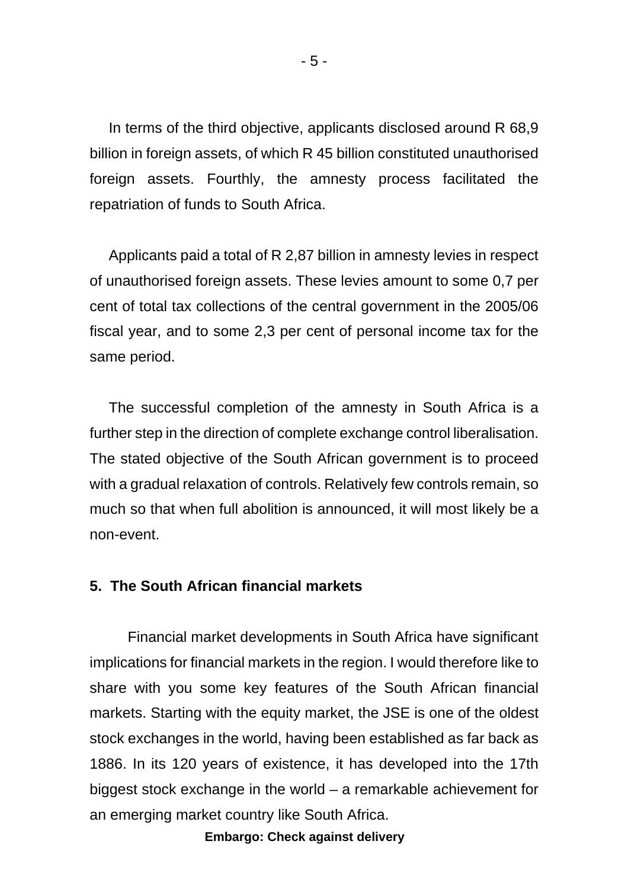In terms of the third objective, applicants disclosed around R 68,9 billion in foreign assets, of which R 45 billion constituted unauthorised foreign assets. Fourthly, the amnesty process facilitated the repatriation of funds to South Africa.

Applicants paid a total of R 2,87 billion in amnesty levies in respect of unauthorised foreign assets. These levies amount to some 0,7 per cent of total tax collections of the central government in the 2005/06 fiscal year, and to some 2,3 per cent of personal income tax for the same period.

The successful completion of the amnesty in South Africa is a further step in the direction of complete exchange control liberalisation. The stated objective of the South African government is to proceed with a gradual relaxation of controls. Relatively few controls remain, so much so that when full abolition is announced, it will most likely be a non-event.

**5. The South African financial markets**

Financial market developments in South Africa have significant implications for financial markets in the region. I would therefore like to share with you some key features of the South African financial markets. Starting with the equity market, the JSE is one of the oldest stock exchanges in the world, having been established as far back as 1886. In its 120 years of existence, it has developed into the 17th biggest stock exchange in the world – a remarkable achievement for an emerging market country like South Africa.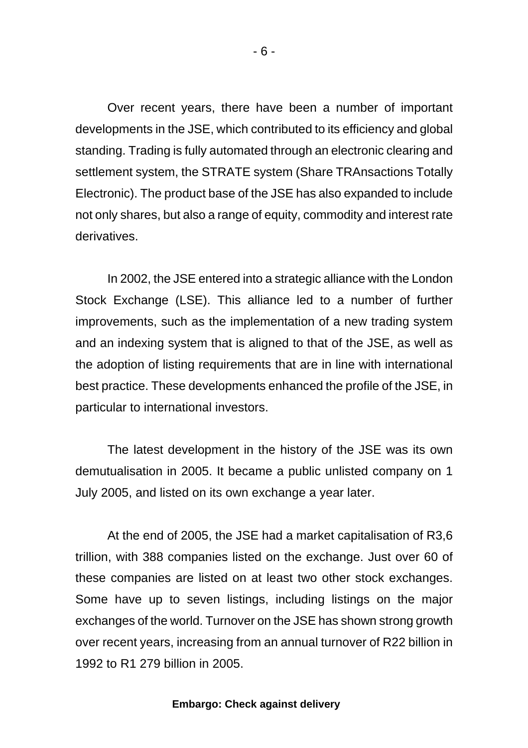Over recent years, there have been a number of important developments in the JSE, which contributed to its efficiency and global standing. Trading is fully automated through an electronic clearing and settlement system, the STRATE system (Share TRAnsactions Totally Electronic). The product base of the JSE has also expanded to include not only shares, but also a range of equity, commodity and interest rate derivatives.

In 2002, the JSE entered into a strategic alliance with the London Stock Exchange (LSE). This alliance led to a number of further improvements, such as the implementation of a new trading system and an indexing system that is aligned to that of the JSE, as well as the adoption of listing requirements that are in line with international best practice. These developments enhanced the profile of the JSE, in particular to international investors.

The latest development in the history of the JSE was its own demutualisation in 2005. It became a public unlisted company on 1 July 2005, and listed on its own exchange a year later.

At the end of 2005, the JSE had a market capitalisation of R3,6 trillion, with 388 companies listed on the exchange. Just over 60 of these companies are listed on at least two other stock exchanges. Some have up to seven listings, including listings on the major exchanges of the world. Turnover on the JSE has shown strong growth over recent years, increasing from an annual turnover of R22 billion in 1992 to R1 279 billion in 2005.

**Embargo: Check against delivery**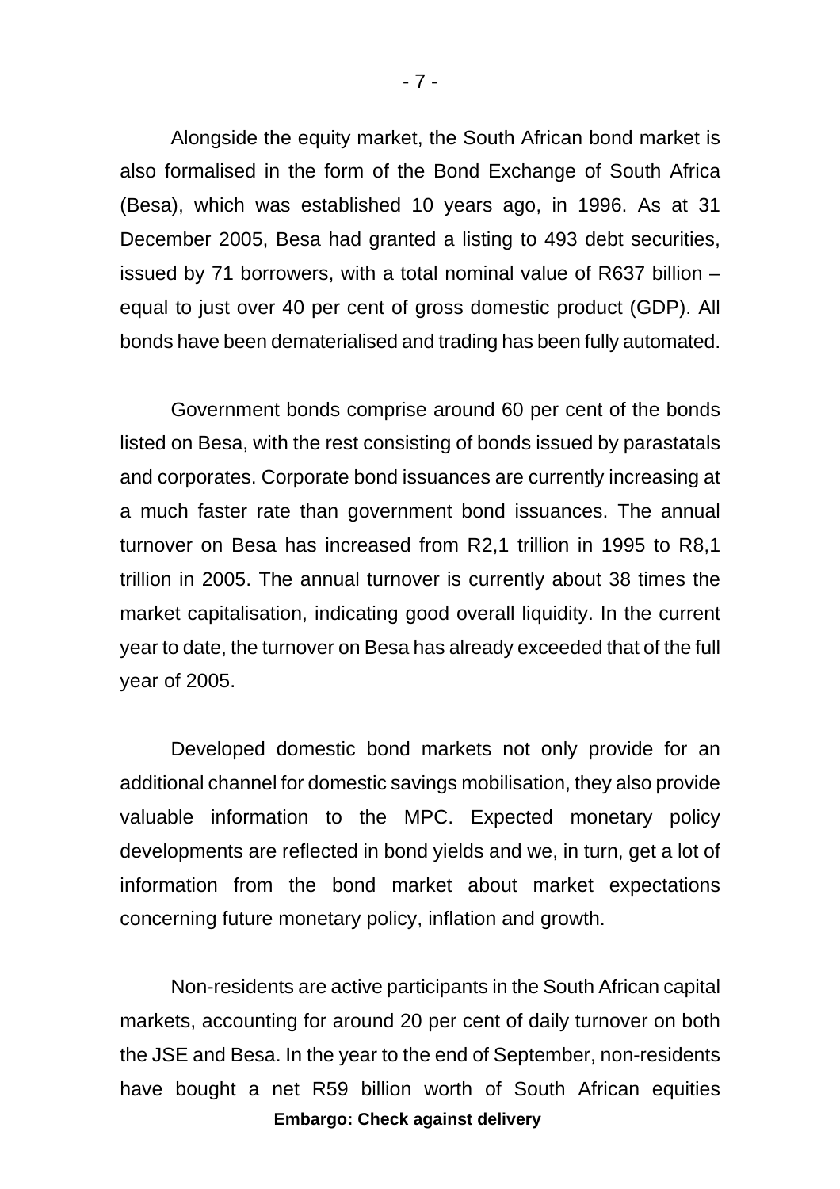Alongside the equity market, the South African bond market is also formalised in the form of the Bond Exchange of South Africa (Besa), which was established 10 years ago, in 1996. As at 31 December 2005, Besa had granted a listing to 493 debt securities, issued by 71 borrowers, with a total nominal value of R637 billion – equal to just over 40 per cent of gross domestic product (GDP). All bonds have been dematerialised and trading has been fully automated.

Government bonds comprise around 60 per cent of the bonds listed on Besa, with the rest consisting of bonds issued by parastatals and corporates. Corporate bond issuances are currently increasing at a much faster rate than government bond issuances. The annual turnover on Besa has increased from R2,1 trillion in 1995 to R8,1 trillion in 2005. The annual turnover is currently about 38 times the market capitalisation, indicating good overall liquidity. In the current year to date, the turnover on Besa has already exceeded that of the full year of 2005.

Developed domestic bond markets not only provide for an additional channel for domestic savings mobilisation, they also provide valuable information to the MPC. Expected monetary policy developments are reflected in bond yields and we, in turn, get a lot of information from the bond market about market expectations concerning future monetary policy, inflation and growth.

Non-residents are active participants in the South African capital markets, accounting for around 20 per cent of daily turnover on both the JSE and Besa. In the year to the end of September, non-residents have bought a net R59 billion worth of South African equities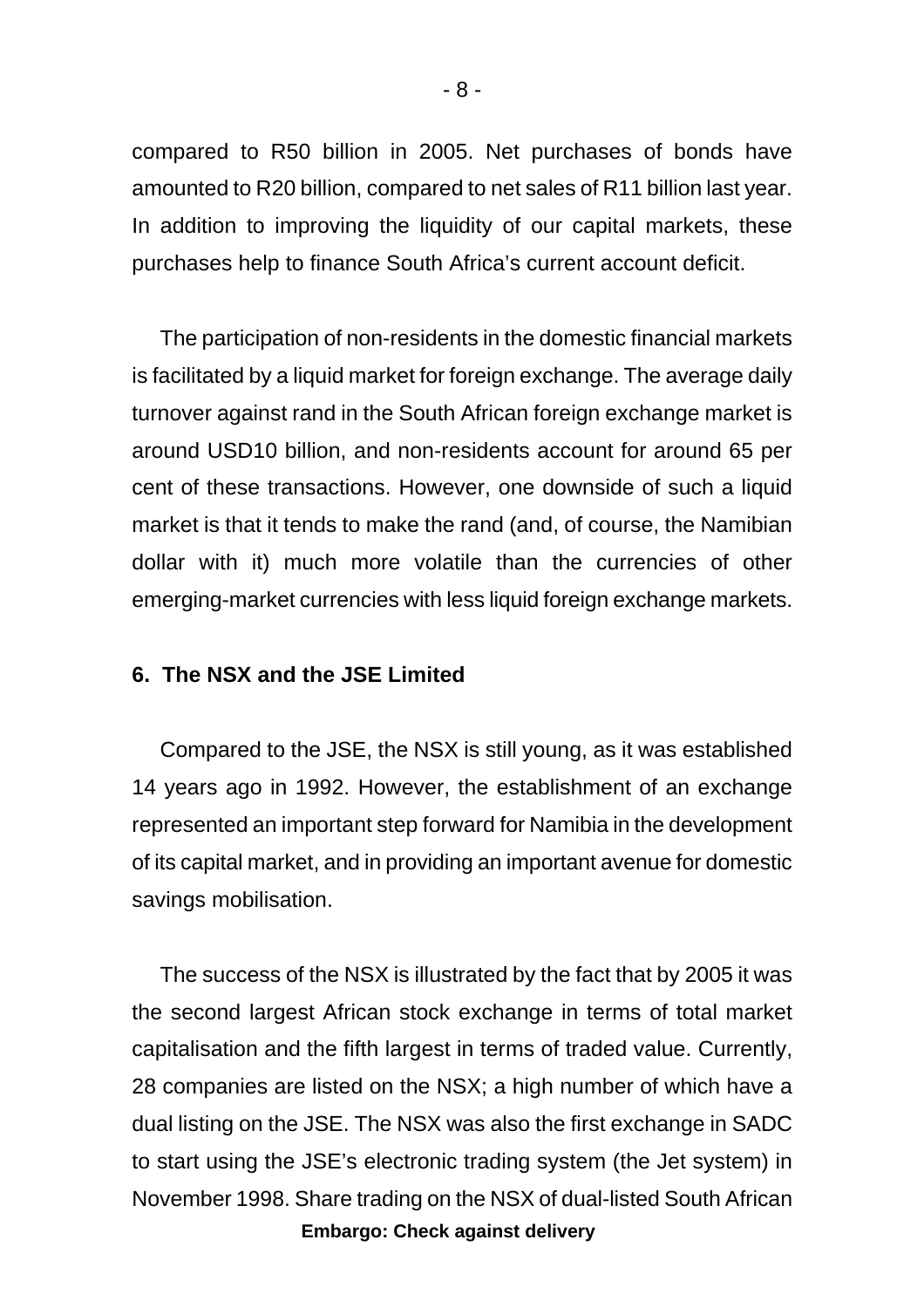compared to R50 billion in 2005. Net purchases of bonds have amounted to R20 billion, compared to net sales of R11 billion last year. In addition to improving the liquidity of our capital markets, these purchases help to finance South Africa's current account deficit.

The participation of non-residents in the domestic financial markets is facilitated by a liquid market for foreign exchange. The average daily turnover against rand in the South African foreign exchange market is around USD10 billion, and non-residents account for around 65 per cent of these transactions. However, one downside of such a liquid market is that it tends to make the rand (and, of course, the Namibian dollar with it) much more volatile than the currencies of other emerging-market currencies with less liquid foreign exchange markets.

## 6. The NSX and the JSE Limited

Compared to the JSE, the NSX is still young, as it was established 14 years ago in 1992. However, the establishment of an exchange represented an important step forward for Namibia in the development of its capital market, and in providing an important avenue for domestic savings mobilisation.

The success of the NSX is illustrated by the fact that by 2005 it was the second largest African stock exchange in terms of total market capitalisation and the fifth largest in terms of traded value. Currently, 28 companies are listed on the NSX; a high number of which have a dual listing on the JSE. The NSX was also the first exchange in SADC to start using the JSE's electronic trading system (the Jet system) in November 1998. Share trading on the NSX of dual-listed South African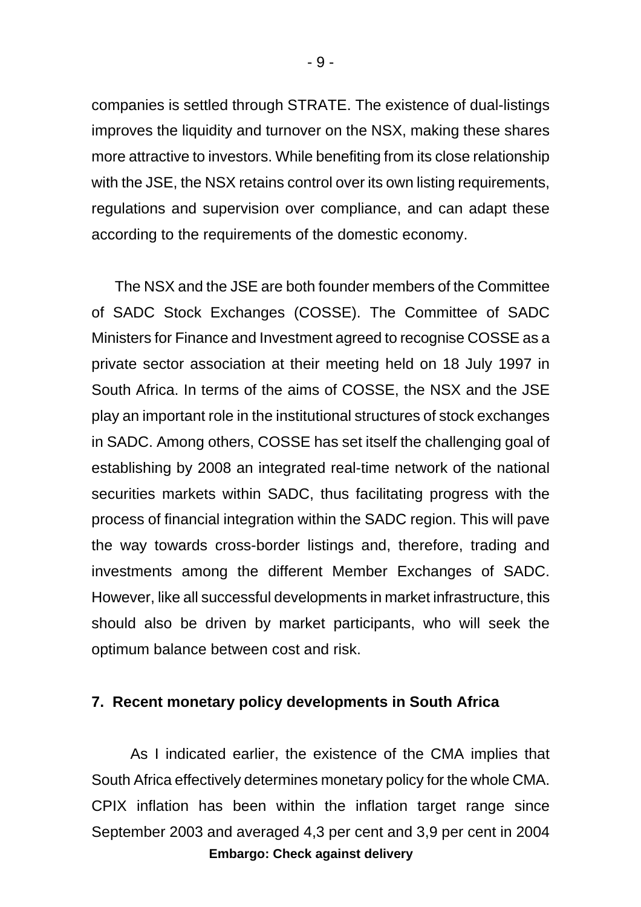companies is settled through STRATE. The existence of dual-listings improves the liquidity and turnover on the NSX, making these shares more attractive to investors. While benefiting from its close relationship with the JSE, the NSX retains control over its own listing requirements, regulations and supervision over compliance, and can adapt these according to the requirements of the domestic economy.

The NSX and the JSE are both founder members of the Committee of SADC Stock Exchanges (COSSE). The Committee of SADC Ministers for Finance and Investment agreed to recognise COSSE as a private sector association at their meeting held on 18 July 1997 in South Africa. In terms of the aims of COSSE, the NSX and the JSE play an important role in the institutional structures of stock exchanges in SADC. Among others, COSSE has set itself the challenging goal of establishing by 2008 an integrated real-time network of the national securities markets within SADC, thus facilitating progress with the process of financial integration within the SADC region. This will pave the way towards cross-border listings and, therefore, trading and investments among the different Member Exchanges of SADC. However, like all successful developments in market infrastructure, this should also be driven by market participants, who will seek the optimum balance between cost and risk.

## 7. Recent monetary policy developments in South Africa

As I indicated earlier, the existence of the CMA implies that South Africa effectively determines monetary policy for the whole CMA. CPIX inflation has been within the inflation target range since September 2003 and averaged 4,3 per cent and 3,9 per cent in 2004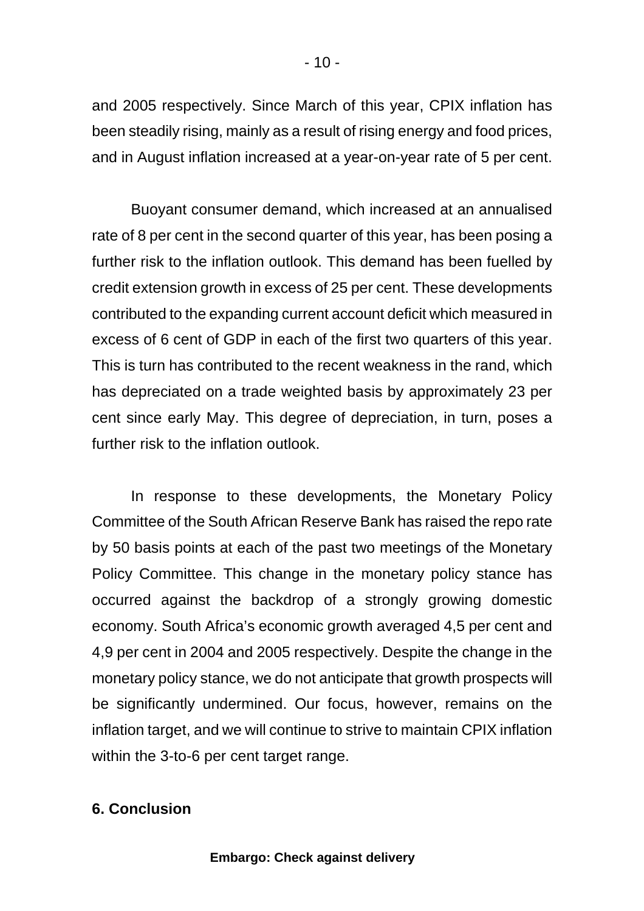and 2005 respectively. Since March of this year, CPIX inflation has been steadily rising, mainly as a result of rising energy and food prices, and in August inflation increased at a year-on-year rate of 5 per cent.

Buoyant consumer demand, which increased at an annualised rate of 8 per cent in the second quarter of this year, has been posing a further risk to the inflation outlook. This demand has been fuelled by credit extension growth in excess of 25 per cent. These developments contributed to the expanding current account deficit which measured in excess of 6 cent of GDP in each of the first two quarters of this year. This is turn has contributed to the recent weakness in the rand, which has depreciated on a trade weighted basis by approximately 23 per cent since early May. This degree of depreciation, in turn, poses a further risk to the inflation outlook.

In response to these developments, the Monetary Policy Committee of the South African Reserve Bank has raised the repo rate by 50 basis points at each of the past two meetings of the Monetary Policy Committee. This change in the monetary policy stance has occurred against the backdrop of a strongly growing domestic economy. South Africa's economic growth averaged 4,5 per cent and 4,9 per cent in 2004 and 2005 respectively. Despite the change in the monetary policy stance, we do not anticipate that growth prospects will be significantly undermined. Our focus, however, remains on the inflation target, and we will continue to strive to maintain CPIX inflation within the 3-to-6 per cent target range.

## 6. Conclusion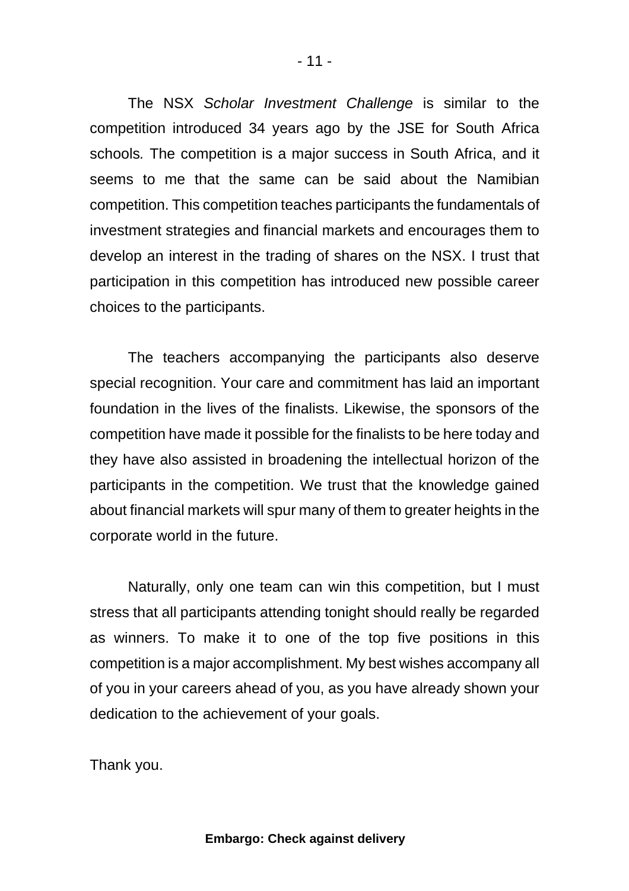The NSX *Scholar Investment Challenge* is similar to the competition introduced 34 years ago by the JSE for South Africa schools*.* The competition is a major success in South Africa, and it seems to me that the same can be said about the Namibian competition. This competition teaches participants the fundamentals of investment strategies and financial markets and encourages them to develop an interest in the trading of shares on the NSX. I trust that participation in this competition has introduced new possible career choices to the participants.

The teachers accompanying the participants also deserve special recognition. Your care and commitment has laid an important foundation in the lives of the finalists. Likewise, the sponsors of the competition have made it possible for the finalists to be here today and they have also assisted in broadening the intellectual horizon of the participants in the competition. We trust that the knowledge gained about financial markets will spur many of them to greater heights in the corporate world in the future.

Naturally, only one team can win this competition, but I must stress that all participants attending tonight should really be regarded as winners. To make it to one of the top five positions in this competition is a major accomplishment. My best wishes accompany all of you in your careers ahead of you, as you have already shown your dedication to the achievement of your goals.

Thank you.

**Embargo: Check against delivery**